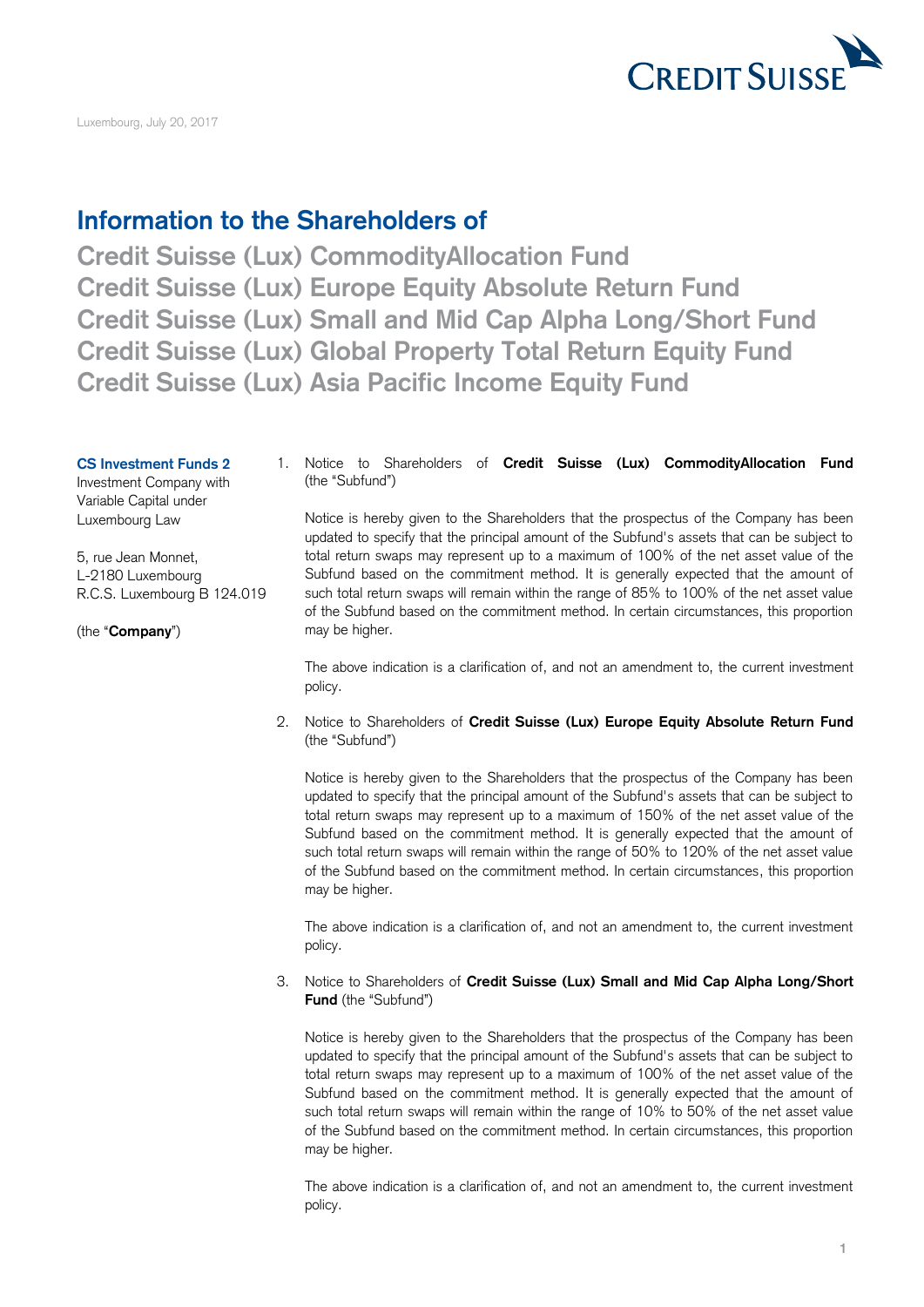Luxembourg, July 20, 2017

# Information to the Shareholders of

## Credit Suisse (Lux) CommodityAllocation Fund
## Credit Suisse (Lux) Europe Equity Absolute Return Fund
## Credit Suisse (Lux) Small and Mid Cap Alpha Long/Short Fund
## Credit Suisse (Lux) Global Property Total Return Equity Fund
## Credit Suisse (Lux) Asia Pacific Income Equity Fund

**CS Investment Funds 2**
Investment Company with Variable Capital under Luxembourg Law

5, rue Jean Monnet,
L-2180 Luxembourg
R.C.S. Luxembourg B 124.019

(the "**Company**")

1. Notice to Shareholders of **Credit Suisse (Lux) CommodityAllocation Fund** (the "Subfund")

   Notice is hereby given to the Shareholders that the prospectus of the Company has been updated to specify that the principal amount of the Subfund's assets that can be subject to total return swaps may represent up to a maximum of 100% of the net asset value of the Subfund based on the commitment method. It is generally expected that the amount of such total return swaps will remain within the range of 85% to 100% of the net asset value of the Subfund based on the commitment method. In certain circumstances, this proportion may be higher.

   The above indication is a clarification of, and not an amendment to, the current investment policy.

2. Notice to Shareholders of **Credit Suisse (Lux) Europe Equity Absolute Return Fund** (the "Subfund")

   Notice is hereby given to the Shareholders that the prospectus of the Company has been updated to specify that the principal amount of the Subfund's assets that can be subject to total return swaps may represent up to a maximum of 150% of the net asset value of the Subfund based on the commitment method. It is generally expected that the amount of such total return swaps will remain within the range of 50% to 120% of the net asset value of the Subfund based on the commitment method. In certain circumstances, this proportion may be higher.

   The above indication is a clarification of, and not an amendment to, the current investment policy.

3. Notice to Shareholders of **Credit Suisse (Lux) Small and Mid Cap Alpha Long/Short Fund** (the "Subfund")

   Notice is hereby given to the Shareholders that the prospectus of the Company has been updated to specify that the principal amount of the Subfund's assets that can be subject to total return swaps may represent up to a maximum of 100% of the net asset value of the Subfund based on the commitment method. It is generally expected that the amount of such total return swaps will remain within the range of 10% to 50% of the net asset value of the Subfund based on the commitment method. In certain circumstances, this proportion may be higher.

   The above indication is a clarification of, and not an amendment to, the current investment policy.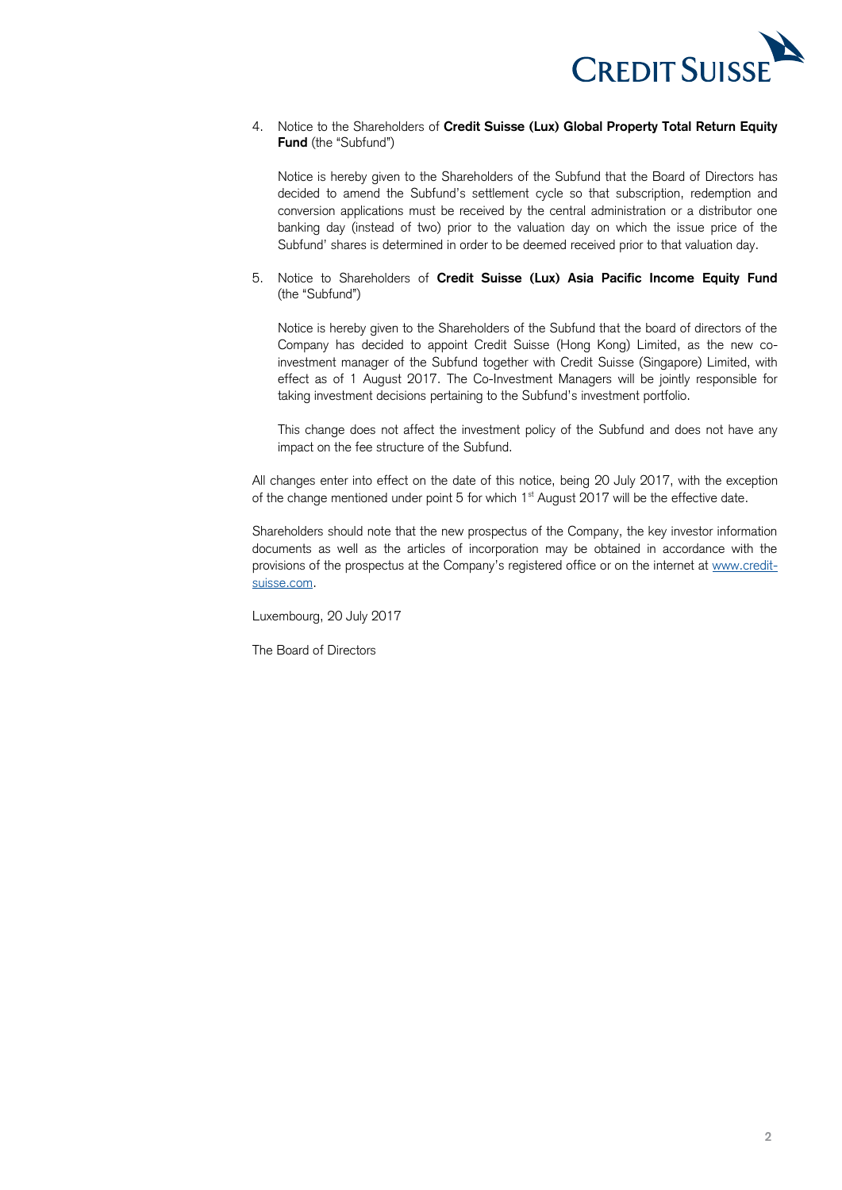4. Notice to the Shareholders of **Credit Suisse (Lux) Global Property Total Return Equity Fund** (the "Subfund")

   Notice is hereby given to the Shareholders of the Subfund that the Board of Directors has decided to amend the Subfund's settlement cycle so that subscription, redemption and conversion applications must be received by the central administration or a distributor one banking day (instead of two) prior to the valuation day on which the issue price of the Subfund' shares is determined in order to be deemed received prior to that valuation day.

5. Notice to Shareholders of **Credit Suisse (Lux) Asia Pacific Income Equity Fund** (the "Subfund")

   Notice is hereby given to the Shareholders of the Subfund that the board of directors of the Company has decided to appoint Credit Suisse (Hong Kong) Limited, as the new co-investment manager of the Subfund together with Credit Suisse (Singapore) Limited, with effect as of 1 August 2017. The Co-Investment Managers will be jointly responsible for taking investment decisions pertaining to the Subfund's investment portfolio.

   This change does not affect the investment policy of the Subfund and does not have any impact on the fee structure of the Subfund.

All changes enter into effect on the date of this notice, being 20 July 2017, with the exception of the change mentioned under point 5 for which 1st August 2017 will be the effective date.

Shareholders should note that the new prospectus of the Company, the key investor information documents as well as the articles of incorporation may be obtained in accordance with the provisions of the prospectus at the Company's registered office or on the internet at www.credit-suisse.com.

Luxembourg, 20 July 2017

The Board of Directors